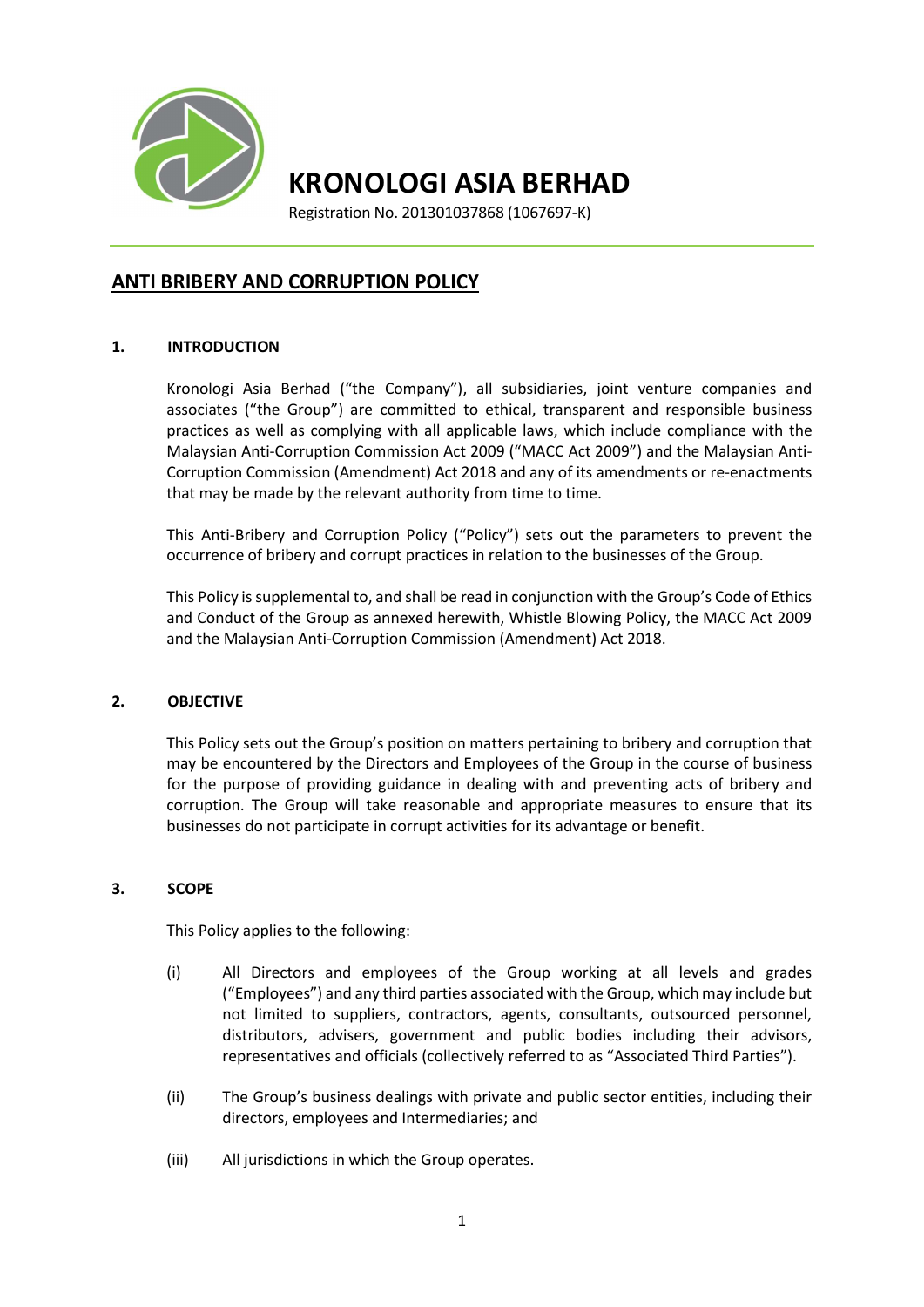# KRONOLOGI ASIA BERHAD

Registration No. 201301037868 (1067697-K)

## ANTI BRIBERY AND CORRUPTION POLICY

### 1. INTRODUCTION

Kronologi Asia Berhad ("the Company"), all subsidiaries, joint venture companies and associates ("the Group") are committed to ethical, transparent and responsible business practices as well as complying with all applicable laws, which include compliance with the Malaysian Anti-Corruption Commission Act 2009 ("MACC Act 2009") and the Malaysian Anti-Corruption Commission (Amendment) Act 2018 and any of its amendments or re-enactments that may be made by the relevant authority from time to time.

This Anti-Bribery and Corruption Policy ("Policy") sets out the parameters to prevent the occurrence of bribery and corrupt practices in relation to the businesses of the Group.

This Policy is supplemental to, and shall be read in conjunction with the Group's Code of Ethics and Conduct of the Group as annexed herewith, Whistle Blowing Policy, the MACC Act 2009 and the Malaysian Anti-Corruption Commission (Amendment) Act 2018.

### 2. OBJECTIVE

This Policy sets out the Group's position on matters pertaining to bribery and corruption that may be encountered by the Directors and Employees of the Group in the course of business for the purpose of providing guidance in dealing with and preventing acts of bribery and corruption. The Group will take reasonable and appropriate measures to ensure that its businesses do not participate in corrupt activities for its advantage or benefit.

### 3. SCOPE

This Policy applies to the following:

(i) All Directors and employees of the Group working at all levels and grades ("Employees") and any third parties associated with the Group, which may include but not limited to suppliers, contractors, agents, consultants, outsourced personnel, distributors, advisers, government and public bodies including their advisors, representatives and officials (collectively referred to as "Associated Third Parties").

(ii) The Group's business dealings with private and public sector entities, including their directors, employees and Intermediaries; and

(iii) All jurisdictions in which the Group operates.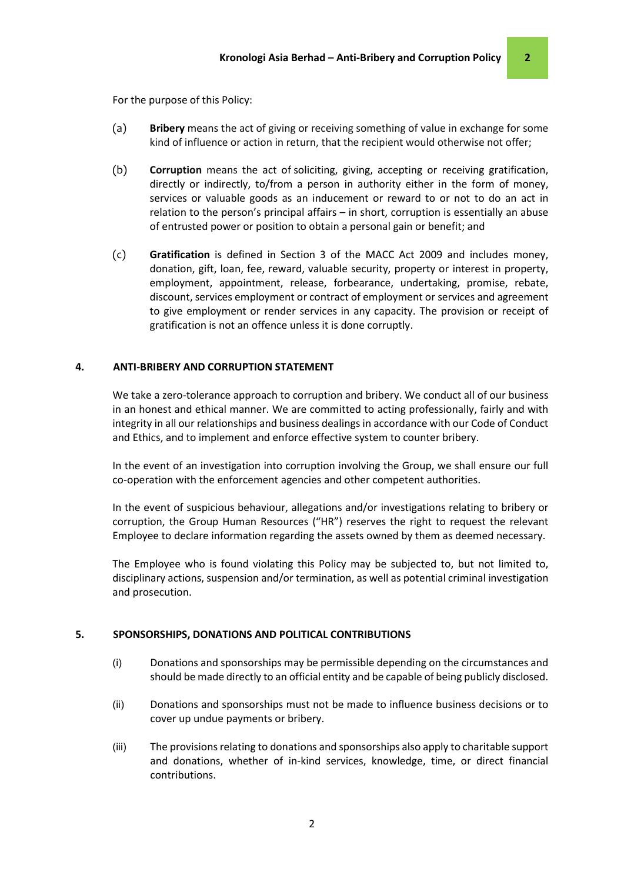For the purpose of this Policy:

(a) **Bribery** means the act of giving or receiving something of value in exchange for some kind of influence or action in return, that the recipient would otherwise not offer;

(b) **Corruption** means the act of soliciting, giving, accepting or receiving gratification, directly or indirectly, to/from a person in authority either in the form of money, services or valuable goods as an inducement or reward to or not to do an act in relation to the person's principal affairs – in short, corruption is essentially an abuse of entrusted power or position to obtain a personal gain or benefit; and

(c) **Gratification** is defined in Section 3 of the MACC Act 2009 and includes money, donation, gift, loan, fee, reward, valuable security, property or interest in property, employment, appointment, release, forbearance, undertaking, promise, rebate, discount, services employment or contract of employment or services and agreement to give employment or render services in any capacity. The provision or receipt of gratification is not an offence unless it is done corruptly.

## 4. ANTI-BRIBERY AND CORRUPTION STATEMENT

We take a zero-tolerance approach to corruption and bribery. We conduct all of our business in an honest and ethical manner. We are committed to acting professionally, fairly and with integrity in all our relationships and business dealings in accordance with our Code of Conduct and Ethics, and to implement and enforce effective system to counter bribery.

In the event of an investigation into corruption involving the Group, we shall ensure our full co-operation with the enforcement agencies and other competent authorities.

In the event of suspicious behaviour, allegations and/or investigations relating to bribery or corruption, the Group Human Resources ("HR") reserves the right to request the relevant Employee to declare information regarding the assets owned by them as deemed necessary.

The Employee who is found violating this Policy may be subjected to, but not limited to, disciplinary actions, suspension and/or termination, as well as potential criminal investigation and prosecution.

## 5. SPONSORSHIPS, DONATIONS AND POLITICAL CONTRIBUTIONS

(i) Donations and sponsorships may be permissible depending on the circumstances and should be made directly to an official entity and be capable of being publicly disclosed.

(ii) Donations and sponsorships must not be made to influence business decisions or to cover up undue payments or bribery.

(iii) The provisions relating to donations and sponsorships also apply to charitable support and donations, whether of in-kind services, knowledge, time, or direct financial contributions.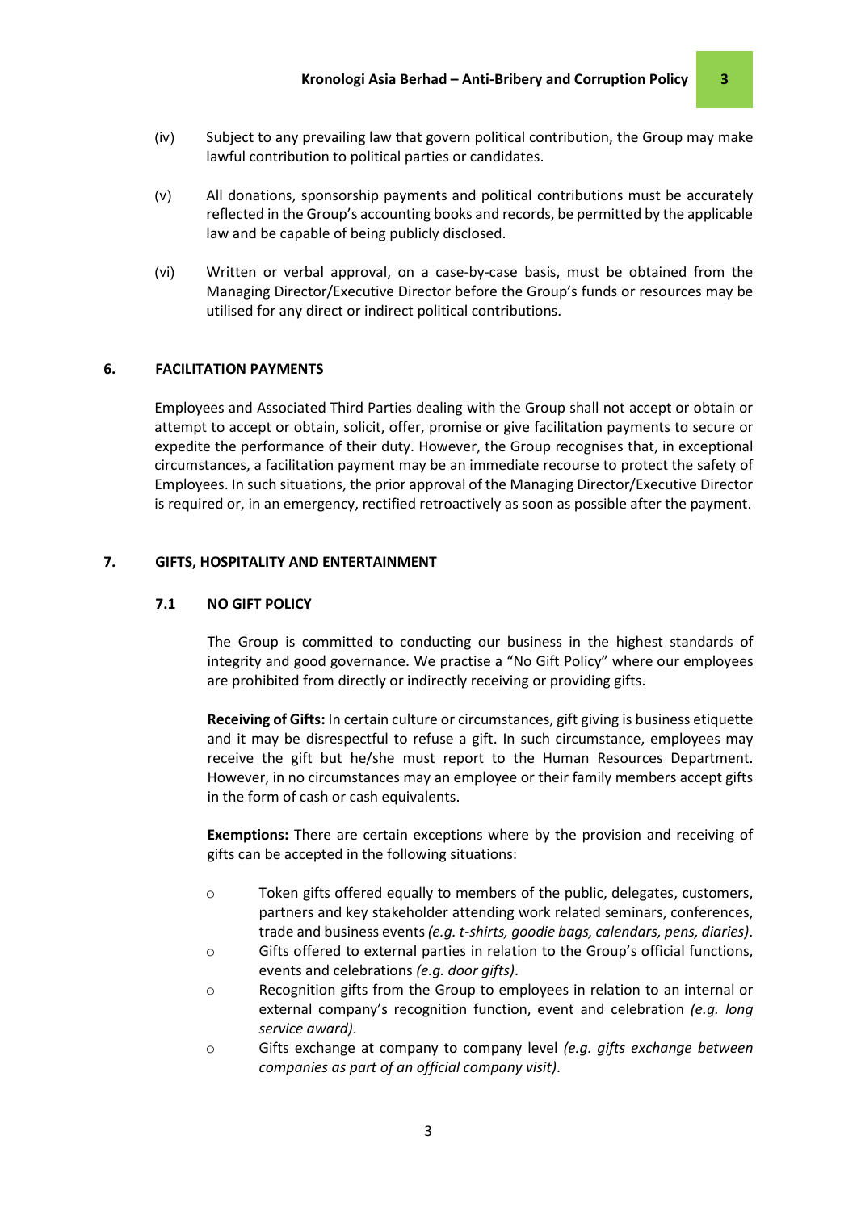(iv) Subject to any prevailing law that govern political contribution, the Group may make lawful contribution to political parties or candidates.

(v) All donations, sponsorship payments and political contributions must be accurately reflected in the Group's accounting books and records, be permitted by the applicable law and be capable of being publicly disclosed.

(vi) Written or verbal approval, on a case-by-case basis, must be obtained from the Managing Director/Executive Director before the Group's funds or resources may be utilised for any direct or indirect political contributions.

## 6. FACILITATION PAYMENTS

Employees and Associated Third Parties dealing with the Group shall not accept or obtain or attempt to accept or obtain, solicit, offer, promise or give facilitation payments to secure or expedite the performance of their duty. However, the Group recognises that, in exceptional circumstances, a facilitation payment may be an immediate recourse to protect the safety of Employees. In such situations, the prior approval of the Managing Director/Executive Director is required or, in an emergency, rectified retroactively as soon as possible after the payment.

## 7. GIFTS, HOSPITALITY AND ENTERTAINMENT

### 7.1 NO GIFT POLICY

The Group is committed to conducting our business in the highest standards of integrity and good governance. We practise a "No Gift Policy" where our employees are prohibited from directly or indirectly receiving or providing gifts.

**Receiving of Gifts:** In certain culture or circumstances, gift giving is business etiquette and it may be disrespectful to refuse a gift. In such circumstance, employees may receive the gift but he/she must report to the Human Resources Department. However, in no circumstances may an employee or their family members accept gifts in the form of cash or cash equivalents.

**Exemptions:** There are certain exceptions where by the provision and receiving of gifts can be accepted in the following situations:

- Token gifts offered equally to members of the public, delegates, customers, partners and key stakeholder attending work related seminars, conferences, trade and business events *(e.g. t-shirts, goodie bags, calendars, pens, diaries)*.
- Gifts offered to external parties in relation to the Group's official functions, events and celebrations *(e.g. door gifts)*.
- Recognition gifts from the Group to employees in relation to an internal or external company's recognition function, event and celebration *(e.g. long service award)*.
- Gifts exchange at company to company level *(e.g. gifts exchange between companies as part of an official company visit)*.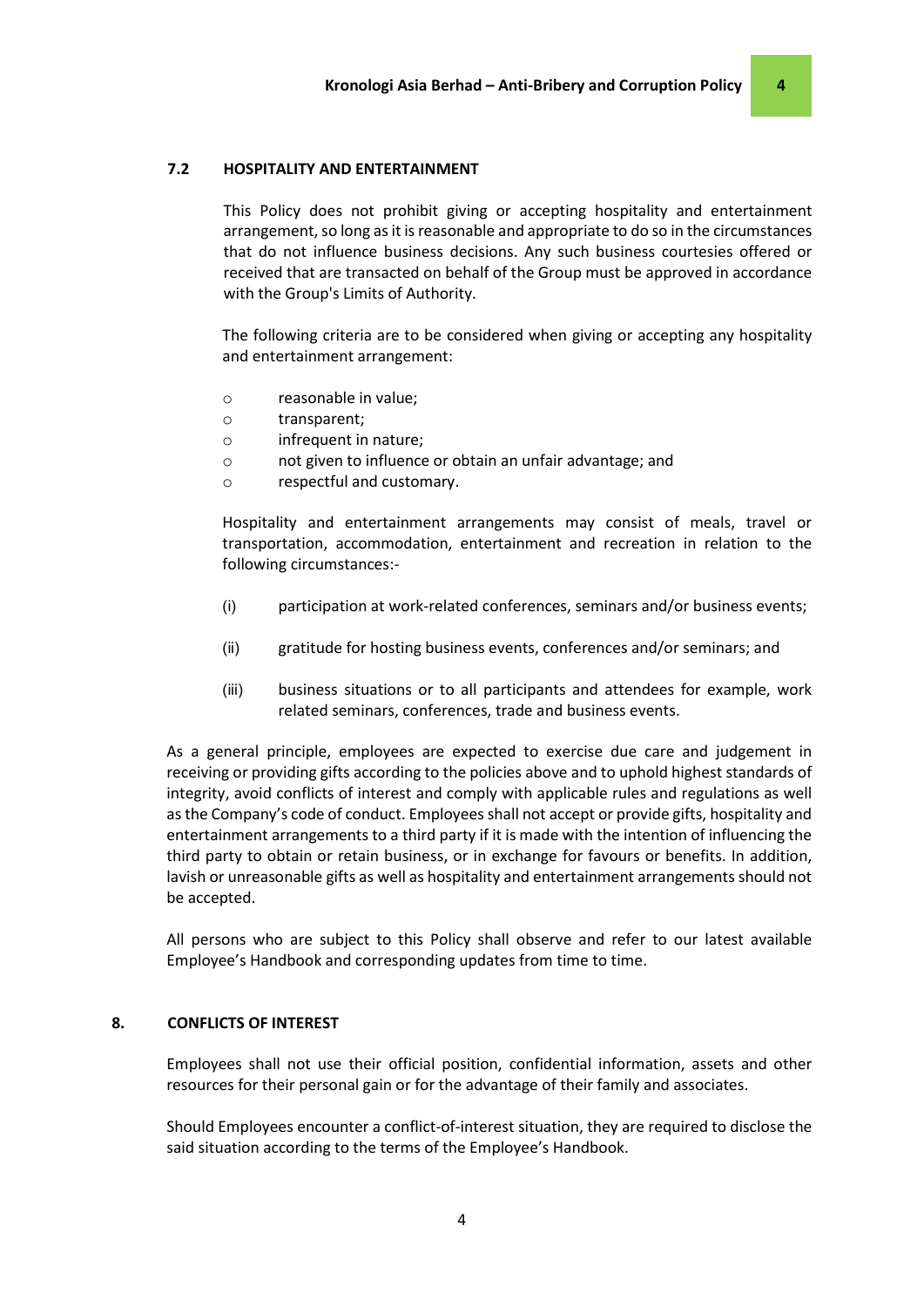### 7.2 HOSPITALITY AND ENTERTAINMENT

This Policy does not prohibit giving or accepting hospitality and entertainment arrangement, so long as it is reasonable and appropriate to do so in the circumstances that do not influence business decisions. Any such business courtesies offered or received that are transacted on behalf of the Group must be approved in accordance with the Group's Limits of Authority.

The following criteria are to be considered when giving or accepting any hospitality and entertainment arrangement:

- reasonable in value;
- transparent;
- infrequent in nature;
- not given to influence or obtain an unfair advantage; and
- respectful and customary.

Hospitality and entertainment arrangements may consist of meals, travel or transportation, accommodation, entertainment and recreation in relation to the following circumstances:-

(i) participation at work-related conferences, seminars and/or business events;

(ii) gratitude for hosting business events, conferences and/or seminars; and

(iii) business situations or to all participants and attendees for example, work related seminars, conferences, trade and business events.

As a general principle, employees are expected to exercise due care and judgement in receiving or providing gifts according to the policies above and to uphold highest standards of integrity, avoid conflicts of interest and comply with applicable rules and regulations as well as the Company's code of conduct. Employees shall not accept or provide gifts, hospitality and entertainment arrangements to a third party if it is made with the intention of influencing the third party to obtain or retain business, or in exchange for favours or benefits. In addition, lavish or unreasonable gifts as well as hospitality and entertainment arrangements should not be accepted.

All persons who are subject to this Policy shall observe and refer to our latest available Employee's Handbook and corresponding updates from time to time.

## 8. CONFLICTS OF INTEREST

Employees shall not use their official position, confidential information, assets and other resources for their personal gain or for the advantage of their family and associates.

Should Employees encounter a conflict-of-interest situation, they are required to disclose the said situation according to the terms of the Employee's Handbook.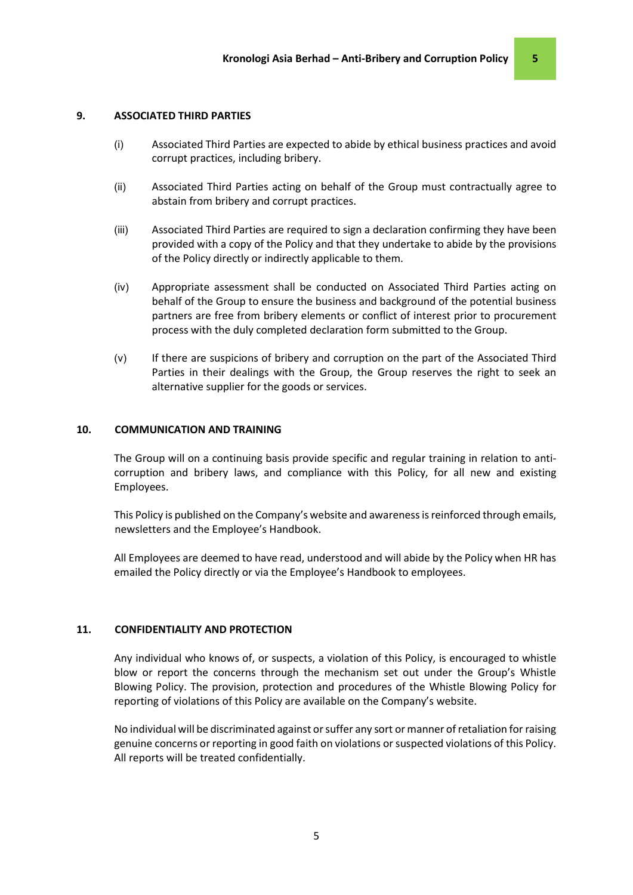## 9. ASSOCIATED THIRD PARTIES

(i) Associated Third Parties are expected to abide by ethical business practices and avoid corrupt practices, including bribery.

(ii) Associated Third Parties acting on behalf of the Group must contractually agree to abstain from bribery and corrupt practices.

(iii) Associated Third Parties are required to sign a declaration confirming they have been provided with a copy of the Policy and that they undertake to abide by the provisions of the Policy directly or indirectly applicable to them.

(iv) Appropriate assessment shall be conducted on Associated Third Parties acting on behalf of the Group to ensure the business and background of the potential business partners are free from bribery elements or conflict of interest prior to procurement process with the duly completed declaration form submitted to the Group.

(v) If there are suspicions of bribery and corruption on the part of the Associated Third Parties in their dealings with the Group, the Group reserves the right to seek an alternative supplier for the goods or services.

## 10. COMMUNICATION AND TRAINING

The Group will on a continuing basis provide specific and regular training in relation to anti-corruption and bribery laws, and compliance with this Policy, for all new and existing Employees.

This Policy is published on the Company's website and awareness is reinforced through emails, newsletters and the Employee's Handbook.

All Employees are deemed to have read, understood and will abide by the Policy when HR has emailed the Policy directly or via the Employee's Handbook to employees.

## 11. CONFIDENTIALITY AND PROTECTION

Any individual who knows of, or suspects, a violation of this Policy, is encouraged to whistle blow or report the concerns through the mechanism set out under the Group's Whistle Blowing Policy. The provision, protection and procedures of the Whistle Blowing Policy for reporting of violations of this Policy are available on the Company's website.

No individual will be discriminated against or suffer any sort or manner of retaliation for raising genuine concerns or reporting in good faith on violations or suspected violations of this Policy. All reports will be treated confidentially.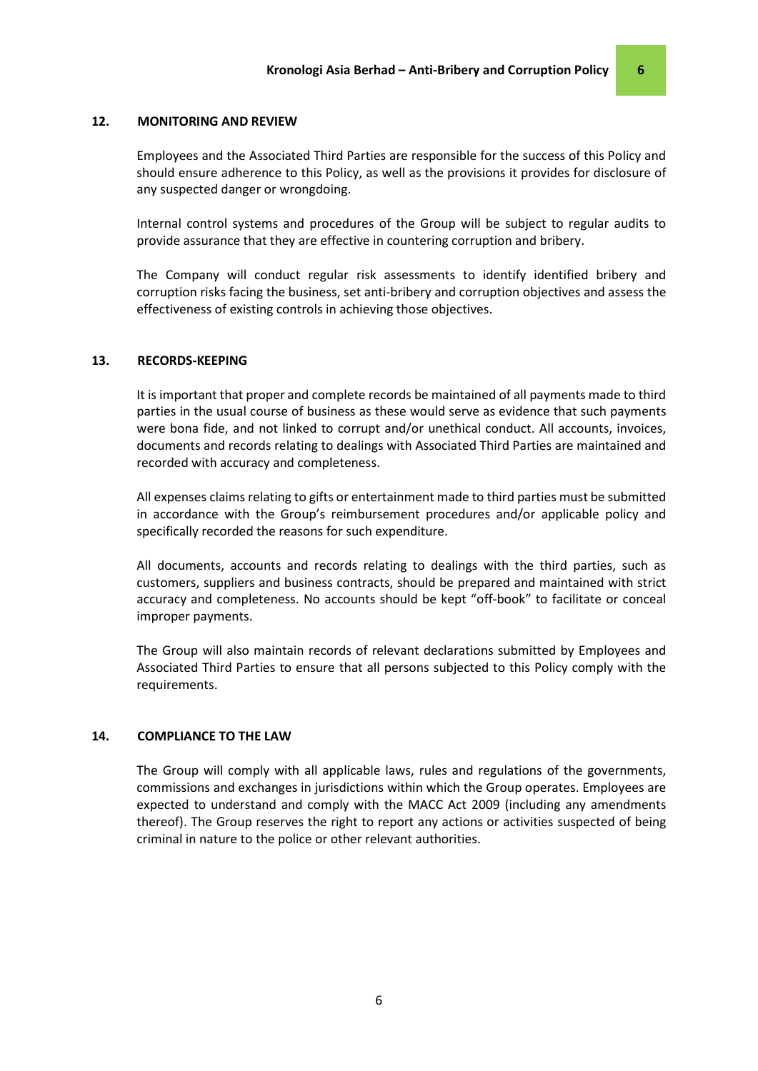## 12. MONITORING AND REVIEW

Employees and the Associated Third Parties are responsible for the success of this Policy and should ensure adherence to this Policy, as well as the provisions it provides for disclosure of any suspected danger or wrongdoing.

Internal control systems and procedures of the Group will be subject to regular audits to provide assurance that they are effective in countering corruption and bribery.

The Company will conduct regular risk assessments to identify identified bribery and corruption risks facing the business, set anti-bribery and corruption objectives and assess the effectiveness of existing controls in achieving those objectives.

## 13. RECORDS-KEEPING

It is important that proper and complete records be maintained of all payments made to third parties in the usual course of business as these would serve as evidence that such payments were bona fide, and not linked to corrupt and/or unethical conduct. All accounts, invoices, documents and records relating to dealings with Associated Third Parties are maintained and recorded with accuracy and completeness.

All expenses claims relating to gifts or entertainment made to third parties must be submitted in accordance with the Group's reimbursement procedures and/or applicable policy and specifically recorded the reasons for such expenditure.

All documents, accounts and records relating to dealings with the third parties, such as customers, suppliers and business contracts, should be prepared and maintained with strict accuracy and completeness. No accounts should be kept "off-book" to facilitate or conceal improper payments.

The Group will also maintain records of relevant declarations submitted by Employees and Associated Third Parties to ensure that all persons subjected to this Policy comply with the requirements.

## 14. COMPLIANCE TO THE LAW

The Group will comply with all applicable laws, rules and regulations of the governments, commissions and exchanges in jurisdictions within which the Group operates. Employees are expected to understand and comply with the MACC Act 2009 (including any amendments thereof). The Group reserves the right to report any actions or activities suspected of being criminal in nature to the police or other relevant authorities.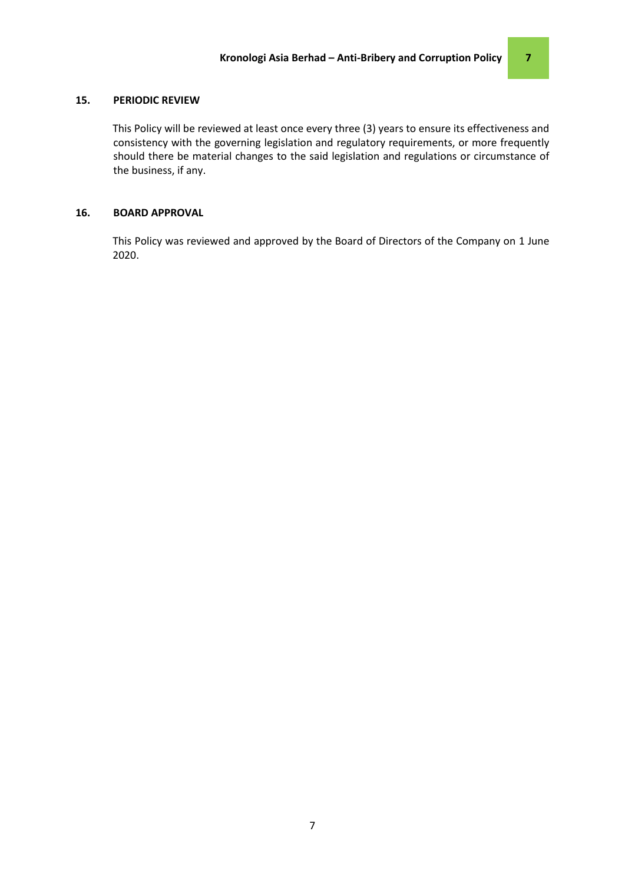## 15. PERIODIC REVIEW

This Policy will be reviewed at least once every three (3) years to ensure its effectiveness and consistency with the governing legislation and regulatory requirements, or more frequently should there be material changes to the said legislation and regulations or circumstance of the business, if any.

## 16. BOARD APPROVAL

This Policy was reviewed and approved by the Board of Directors of the Company on 1 June 2020.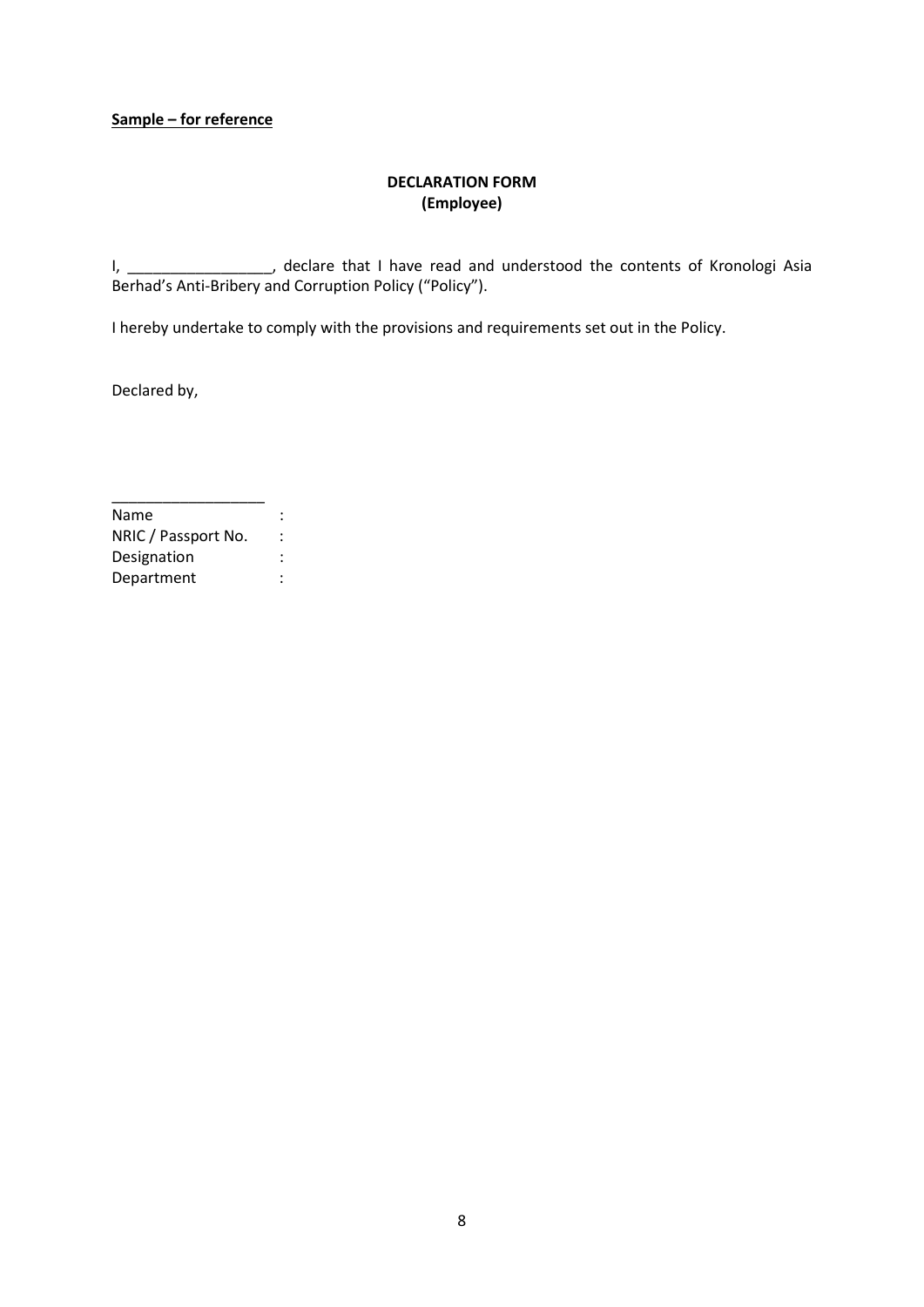**Sample – for reference**

**DECLARATION FORM**
**(Employee)**

I, _________________, declare that I have read and understood the contents of Kronologi Asia Berhad's Anti-Bribery and Corruption Policy ("Policy").

I hereby undertake to comply with the provisions and requirements set out in the Policy.

Declared by,

__________________

Name :
NRIC / Passport No. :
Designation :
Department :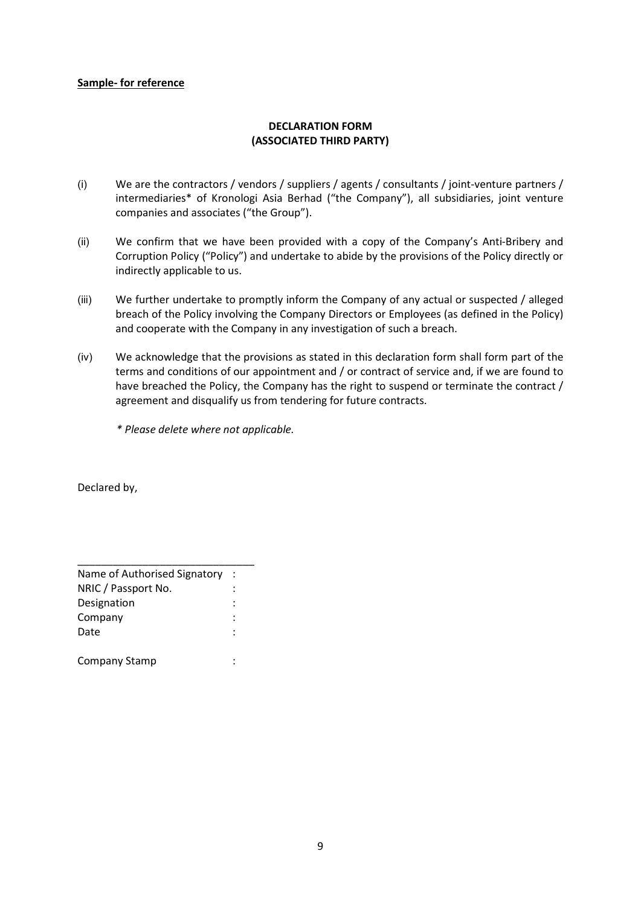**Sample- for reference**

**DECLARATION FORM**
**(ASSOCIATED THIRD PARTY)**

(i) We are the contractors / vendors / suppliers / agents / consultants / joint-venture partners / intermediaries* of Kronologi Asia Berhad ("the Company"), all subsidiaries, joint venture companies and associates ("the Group").

(ii) We confirm that we have been provided with a copy of the Company's Anti-Bribery and Corruption Policy ("Policy") and undertake to abide by the provisions of the Policy directly or indirectly applicable to us.

(iii) We further undertake to promptly inform the Company of any actual or suspected / alleged breach of the Policy involving the Company Directors or Employees (as defined in the Policy) and cooperate with the Company in any investigation of such a breach.

(iv) We acknowledge that the provisions as stated in this declaration form shall form part of the terms and conditions of our appointment and / or contract of service and, if we are found to have breached the Policy, the Company has the right to suspend or terminate the contract / agreement and disqualify us from tendering for future contracts.

*\* Please delete where not applicable.*

Declared by,

\_\_\_\_\_\_\_\_\_\_\_\_\_\_\_\_\_\_\_\_\_\_\_\_\_\_\_\_\_\_

Name of Authorised Signatory :
NRIC / Passport No. :
Designation :
Company :
Date :

Company Stamp :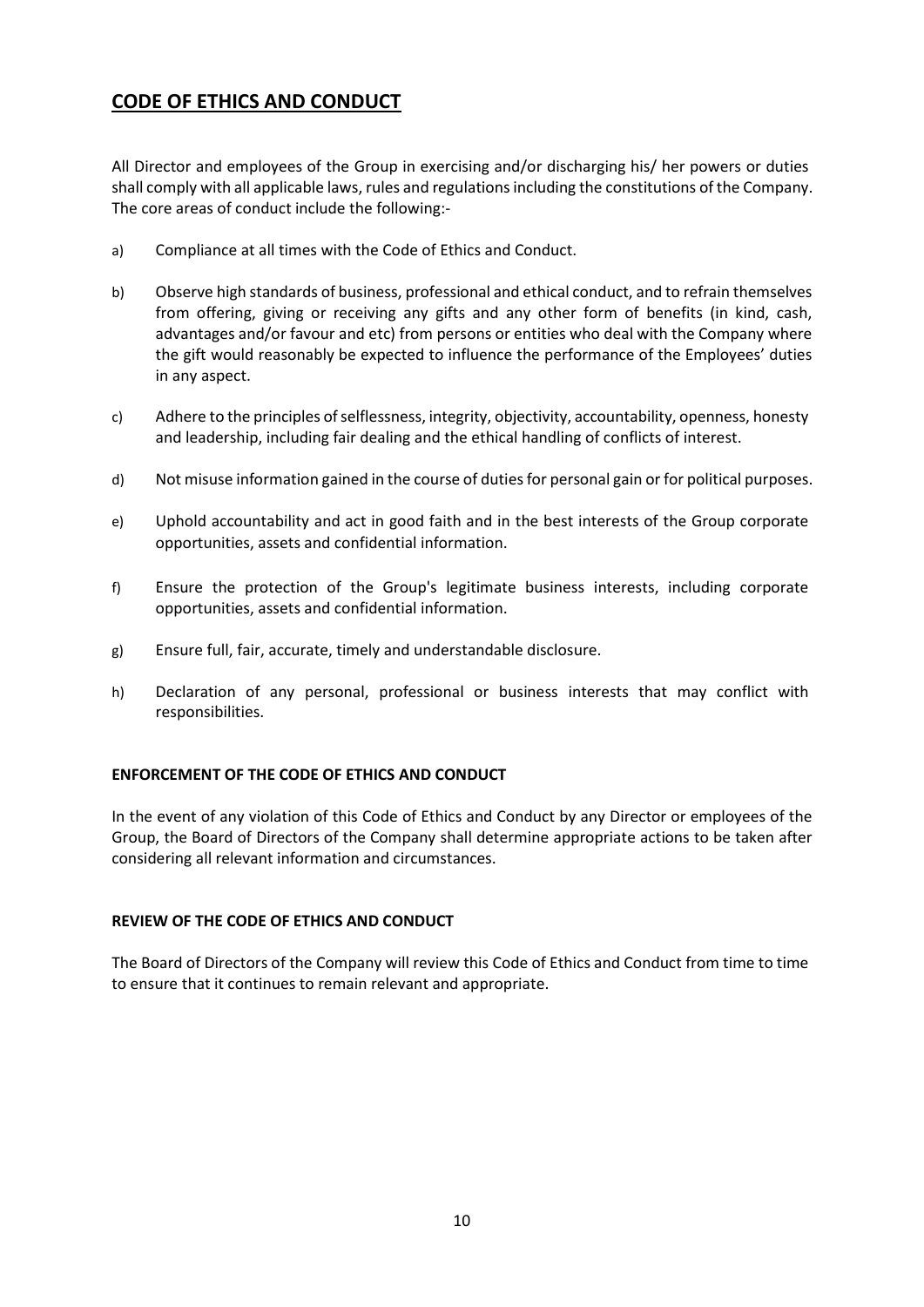# CODE OF ETHICS AND CONDUCT

All Director and employees of the Group in exercising and/or discharging his/ her powers or duties shall comply with all applicable laws, rules and regulations including the constitutions of the Company. The core areas of conduct include the following:-

a) Compliance at all times with the Code of Ethics and Conduct.

b) Observe high standards of business, professional and ethical conduct, and to refrain themselves from offering, giving or receiving any gifts and any other form of benefits (in kind, cash, advantages and/or favour and etc) from persons or entities who deal with the Company where the gift would reasonably be expected to influence the performance of the Employees' duties in any aspect.

c) Adhere to the principles of selflessness, integrity, objectivity, accountability, openness, honesty and leadership, including fair dealing and the ethical handling of conflicts of interest.

d) Not misuse information gained in the course of duties for personal gain or for political purposes.

e) Uphold accountability and act in good faith and in the best interests of the Group corporate opportunities, assets and confidential information.

f) Ensure the protection of the Group's legitimate business interests, including corporate opportunities, assets and confidential information.

g) Ensure full, fair, accurate, timely and understandable disclosure.

h) Declaration of any personal, professional or business interests that may conflict with responsibilities.

### ENFORCEMENT OF THE CODE OF ETHICS AND CONDUCT

In the event of any violation of this Code of Ethics and Conduct by any Director or employees of the Group, the Board of Directors of the Company shall determine appropriate actions to be taken after considering all relevant information and circumstances.

### REVIEW OF THE CODE OF ETHICS AND CONDUCT

The Board of Directors of the Company will review this Code of Ethics and Conduct from time to time to ensure that it continues to remain relevant and appropriate.